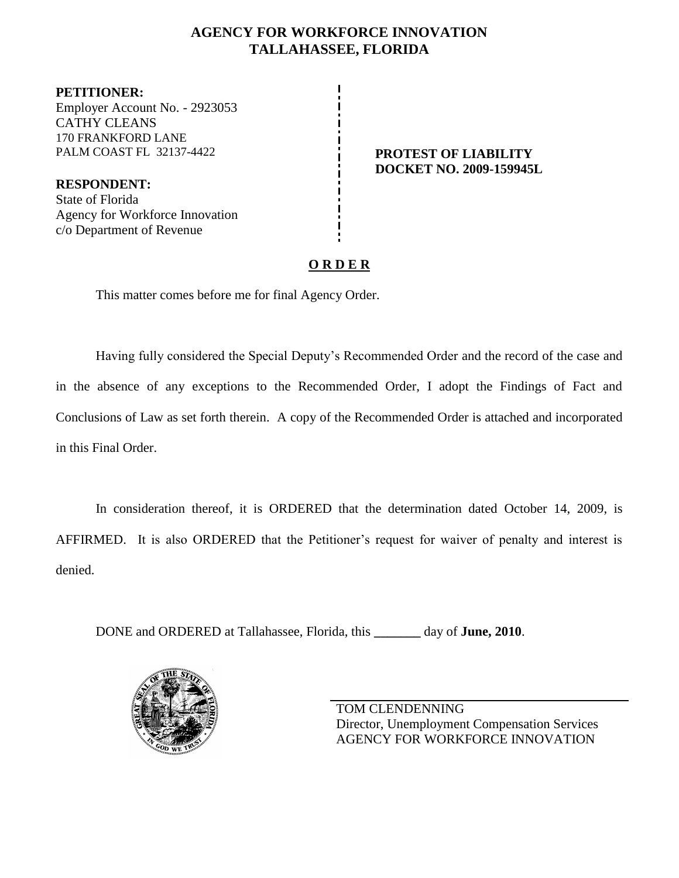# AGENCY FOR WORKFORCE INNOVATION
## TALLAHASSEE, FLORIDA

**PETITIONER:**
Employer Account No. - 2923053
CATHY CLEANS
170 FRANKFORD LANE
PALM COAST FL 32137-4422

**RESPONDENT:**
State of Florida
Agency for Workforce Innovation
c/o Department of Revenue

**PROTEST OF LIABILITY**
**DOCKET NO. 2009-159945L**

**O R D E R**

This matter comes before me for final Agency Order.

Having fully considered the Special Deputy's Recommended Order and the record of the case and in the absence of any exceptions to the Recommended Order, I adopt the Findings of Fact and Conclusions of Law as set forth therein. A copy of the Recommended Order is attached and incorporated in this Final Order.

In consideration thereof, it is ORDERED that the determination dated October 14, 2009, is AFFIRMED. It is also ORDERED that the Petitioner's request for waiver of penalty and interest is denied.

DONE and ORDERED at Tallahassee, Florida, this _______ day of **June, 2010**.

TOM CLENDENNING
Director, Unemployment Compensation Services
AGENCY FOR WORKFORCE INNOVATION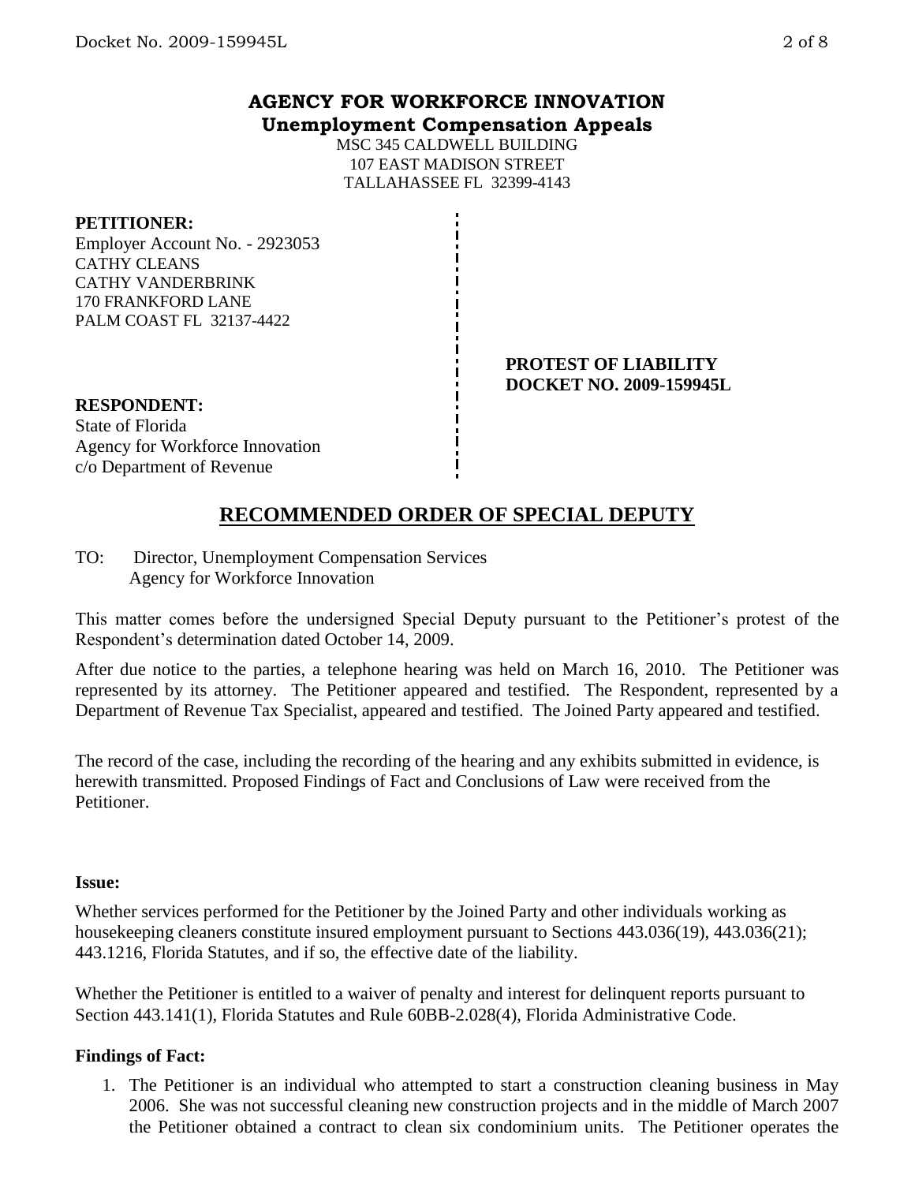# AGENCY FOR WORKFORCE INNOVATION
## Unemployment Compensation Appeals

MSC 345 CALDWELL BUILDING
107 EAST MADISON STREET
TALLAHASSEE FL 32399-4143

**PETITIONER:**
Employer Account No. - 2923053
CATHY CLEANS
CATHY VANDERBRINK
170 FRANKFORD LANE
PALM COAST FL 32137-4422

**PROTEST OF LIABILITY**
**DOCKET NO. 2009-159945L**

**RESPONDENT:**
State of Florida
Agency for Workforce Innovation
c/o Department of Revenue

## RECOMMENDED ORDER OF SPECIAL DEPUTY

TO: Director, Unemployment Compensation Services
Agency for Workforce Innovation

This matter comes before the undersigned Special Deputy pursuant to the Petitioner's protest of the Respondent's determination dated October 14, 2009.

After due notice to the parties, a telephone hearing was held on March 16, 2010. The Petitioner was represented by its attorney. The Petitioner appeared and testified. The Respondent, represented by a Department of Revenue Tax Specialist, appeared and testified. The Joined Party appeared and testified.

The record of the case, including the recording of the hearing and any exhibits submitted in evidence, is herewith transmitted. Proposed Findings of Fact and Conclusions of Law were received from the Petitioner.

**Issue:**

Whether services performed for the Petitioner by the Joined Party and other individuals working as housekeeping cleaners constitute insured employment pursuant to Sections 443.036(19), 443.036(21); 443.1216, Florida Statutes, and if so, the effective date of the liability.

Whether the Petitioner is entitled to a waiver of penalty and interest for delinquent reports pursuant to Section 443.141(1), Florida Statutes and Rule 60BB-2.028(4), Florida Administrative Code.

**Findings of Fact:**

1. The Petitioner is an individual who attempted to start a construction cleaning business in May 2006. She was not successful cleaning new construction projects and in the middle of March 2007 the Petitioner obtained a contract to clean six condominium units. The Petitioner operates the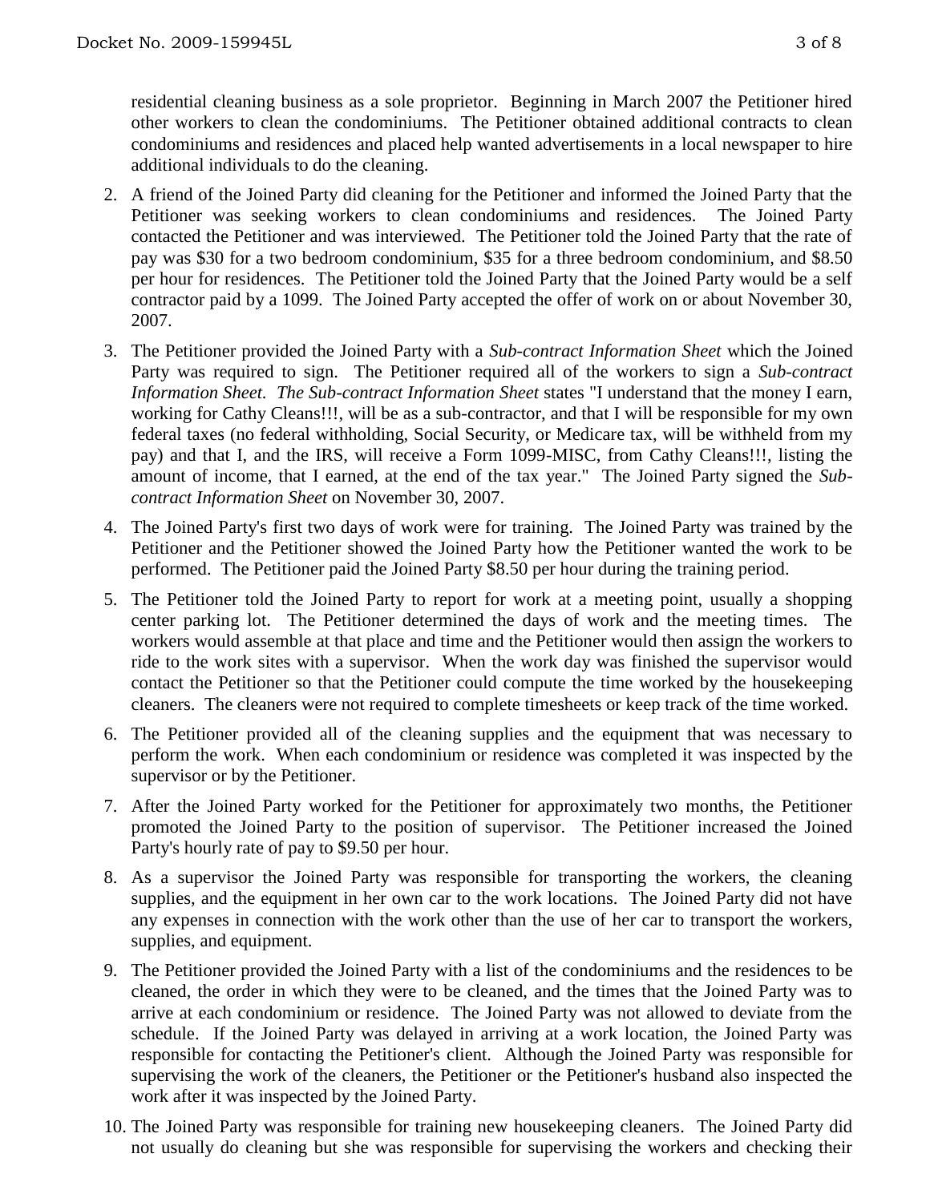residential cleaning business as a sole proprietor. Beginning in March 2007 the Petitioner hired other workers to clean the condominiums. The Petitioner obtained additional contracts to clean condominiums and residences and placed help wanted advertisements in a local newspaper to hire additional individuals to do the cleaning.

2. A friend of the Joined Party did cleaning for the Petitioner and informed the Joined Party that the Petitioner was seeking workers to clean condominiums and residences. The Joined Party contacted the Petitioner and was interviewed. The Petitioner told the Joined Party that the rate of pay was $30 for a two bedroom condominium, $35 for a three bedroom condominium, and $8.50 per hour for residences. The Petitioner told the Joined Party that the Joined Party would be a self contractor paid by a 1099. The Joined Party accepted the offer of work on or about November 30, 2007.

3. The Petitioner provided the Joined Party with a *Sub-contract Information Sheet* which the Joined Party was required to sign. The Petitioner required all of the workers to sign a *Sub-contract Information Sheet. The Sub-contract Information Sheet* states "I understand that the money I earn, working for Cathy Cleans!!!, will be as a sub-contractor, and that I will be responsible for my own federal taxes (no federal withholding, Social Security, or Medicare tax, will be withheld from my pay) and that I, and the IRS, will receive a Form 1099-MISC, from Cathy Cleans!!!, listing the amount of income, that I earned, at the end of the tax year." The Joined Party signed the *Sub-contract Information Sheet* on November 30, 2007.

4. The Joined Party's first two days of work were for training. The Joined Party was trained by the Petitioner and the Petitioner showed the Joined Party how the Petitioner wanted the work to be performed. The Petitioner paid the Joined Party $8.50 per hour during the training period.

5. The Petitioner told the Joined Party to report for work at a meeting point, usually a shopping center parking lot. The Petitioner determined the days of work and the meeting times. The workers would assemble at that place and time and the Petitioner would then assign the workers to ride to the work sites with a supervisor. When the work day was finished the supervisor would contact the Petitioner so that the Petitioner could compute the time worked by the housekeeping cleaners. The cleaners were not required to complete timesheets or keep track of the time worked.

6. The Petitioner provided all of the cleaning supplies and the equipment that was necessary to perform the work. When each condominium or residence was completed it was inspected by the supervisor or by the Petitioner.

7. After the Joined Party worked for the Petitioner for approximately two months, the Petitioner promoted the Joined Party to the position of supervisor. The Petitioner increased the Joined Party's hourly rate of pay to $9.50 per hour.

8. As a supervisor the Joined Party was responsible for transporting the workers, the cleaning supplies, and the equipment in her own car to the work locations. The Joined Party did not have any expenses in connection with the work other than the use of her car to transport the workers, supplies, and equipment.

9. The Petitioner provided the Joined Party with a list of the condominiums and the residences to be cleaned, the order in which they were to be cleaned, and the times that the Joined Party was to arrive at each condominium or residence. The Joined Party was not allowed to deviate from the schedule. If the Joined Party was delayed in arriving at a work location, the Joined Party was responsible for contacting the Petitioner's client. Although the Joined Party was responsible for supervising the work of the cleaners, the Petitioner or the Petitioner's husband also inspected the work after it was inspected by the Joined Party.

10. The Joined Party was responsible for training new housekeeping cleaners. The Joined Party did not usually do cleaning but she was responsible for supervising the workers and checking their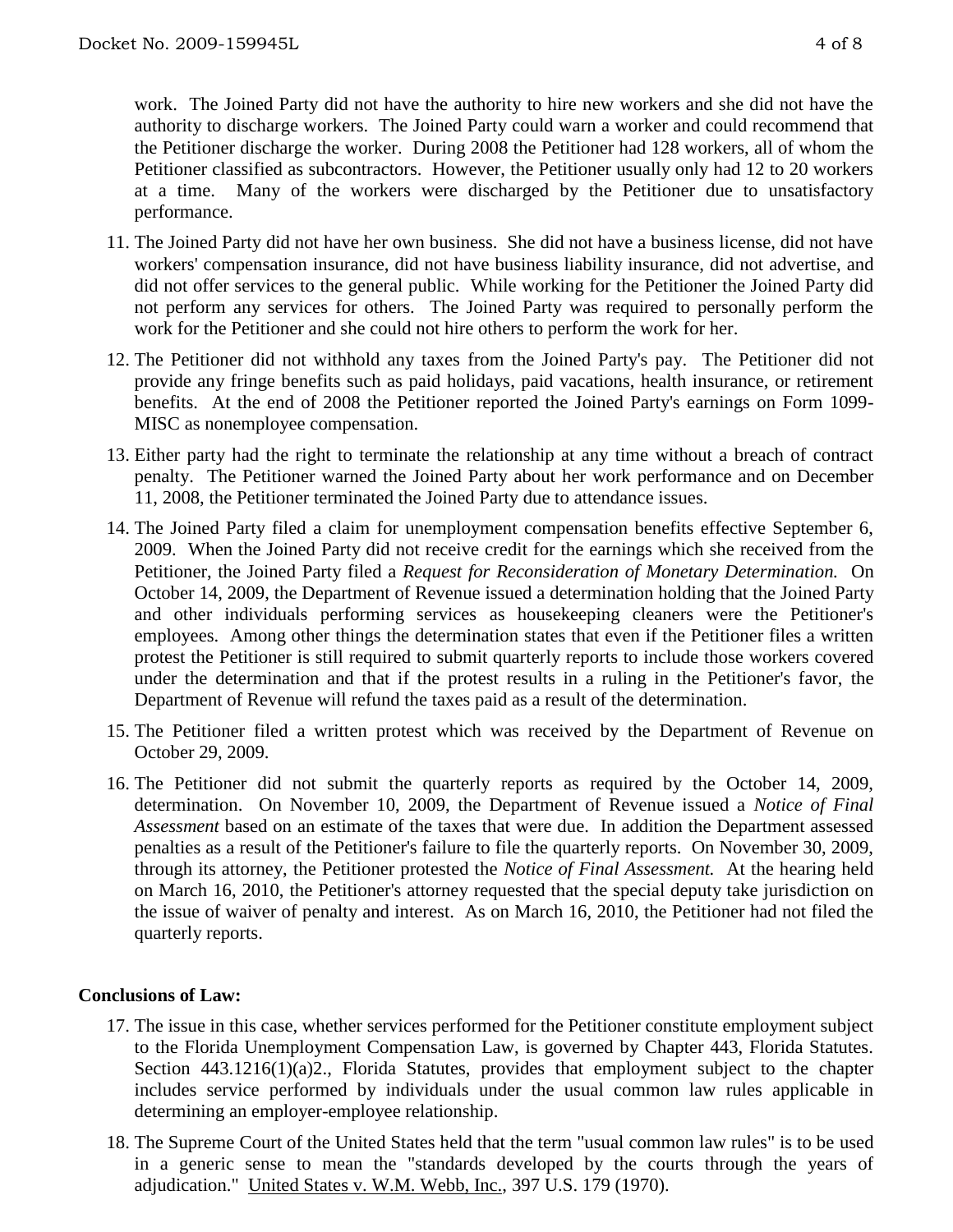work. The Joined Party did not have the authority to hire new workers and she did not have the authority to discharge workers. The Joined Party could warn a worker and could recommend that the Petitioner discharge the worker. During 2008 the Petitioner had 128 workers, all of whom the Petitioner classified as subcontractors. However, the Petitioner usually only had 12 to 20 workers at a time. Many of the workers were discharged by the Petitioner due to unsatisfactory performance.

11. The Joined Party did not have her own business. She did not have a business license, did not have workers' compensation insurance, did not have business liability insurance, did not advertise, and did not offer services to the general public. While working for the Petitioner the Joined Party did not perform any services for others. The Joined Party was required to personally perform the work for the Petitioner and she could not hire others to perform the work for her.

12. The Petitioner did not withhold any taxes from the Joined Party's pay. The Petitioner did not provide any fringe benefits such as paid holidays, paid vacations, health insurance, or retirement benefits. At the end of 2008 the Petitioner reported the Joined Party's earnings on Form 1099-MISC as nonemployee compensation.

13. Either party had the right to terminate the relationship at any time without a breach of contract penalty. The Petitioner warned the Joined Party about her work performance and on December 11, 2008, the Petitioner terminated the Joined Party due to attendance issues.

14. The Joined Party filed a claim for unemployment compensation benefits effective September 6, 2009. When the Joined Party did not receive credit for the earnings which she received from the Petitioner, the Joined Party filed a *Request for Reconsideration of Monetary Determination.* On October 14, 2009, the Department of Revenue issued a determination holding that the Joined Party and other individuals performing services as housekeeping cleaners were the Petitioner's employees. Among other things the determination states that even if the Petitioner files a written protest the Petitioner is still required to submit quarterly reports to include those workers covered under the determination and that if the protest results in a ruling in the Petitioner's favor, the Department of Revenue will refund the taxes paid as a result of the determination.

15. The Petitioner filed a written protest which was received by the Department of Revenue on October 29, 2009.

16. The Petitioner did not submit the quarterly reports as required by the October 14, 2009, determination. On November 10, 2009, the Department of Revenue issued a *Notice of Final Assessment* based on an estimate of the taxes that were due. In addition the Department assessed penalties as a result of the Petitioner's failure to file the quarterly reports. On November 30, 2009, through its attorney, the Petitioner protested the *Notice of Final Assessment.* At the hearing held on March 16, 2010, the Petitioner's attorney requested that the special deputy take jurisdiction on the issue of waiver of penalty and interest. As on March 16, 2010, the Petitioner had not filed the quarterly reports.

## Conclusions of Law:

17. The issue in this case, whether services performed for the Petitioner constitute employment subject to the Florida Unemployment Compensation Law, is governed by Chapter 443, Florida Statutes. Section 443.1216(1)(a)2., Florida Statutes, provides that employment subject to the chapter includes service performed by individuals under the usual common law rules applicable in determining an employer-employee relationship.

18. The Supreme Court of the United States held that the term "usual common law rules" is to be used in a generic sense to mean the "standards developed by the courts through the years of adjudication." United States v. W.M. Webb, Inc., 397 U.S. 179 (1970).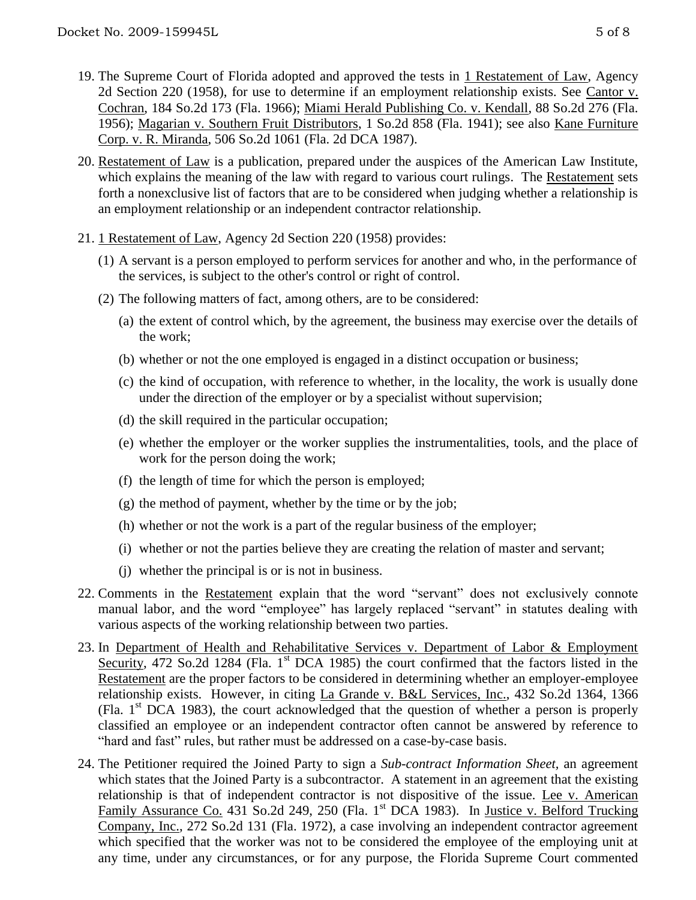19. The Supreme Court of Florida adopted and approved the tests in 1 Restatement of Law, Agency 2d Section 220 (1958), for use to determine if an employment relationship exists. See Cantor v. Cochran, 184 So.2d 173 (Fla. 1966); Miami Herald Publishing Co. v. Kendall, 88 So.2d 276 (Fla. 1956); Magarian v. Southern Fruit Distributors, 1 So.2d 858 (Fla. 1941); see also Kane Furniture Corp. v. R. Miranda, 506 So.2d 1061 (Fla. 2d DCA 1987).

20. Restatement of Law is a publication, prepared under the auspices of the American Law Institute, which explains the meaning of the law with regard to various court rulings. The Restatement sets forth a nonexclusive list of factors that are to be considered when judging whether a relationship is an employment relationship or an independent contractor relationship.

21. 1 Restatement of Law, Agency 2d Section 220 (1958) provides:

    (1) A servant is a person employed to perform services for another and who, in the performance of the services, is subject to the other's control or right of control.

    (2) The following matters of fact, among others, are to be considered:

    (a) the extent of control which, by the agreement, the business may exercise over the details of the work;

    (b) whether or not the one employed is engaged in a distinct occupation or business;

    (c) the kind of occupation, with reference to whether, in the locality, the work is usually done under the direction of the employer or by a specialist without supervision;

    (d) the skill required in the particular occupation;

    (e) whether the employer or the worker supplies the instrumentalities, tools, and the place of work for the person doing the work;

    (f) the length of time for which the person is employed;

    (g) the method of payment, whether by the time or by the job;

    (h) whether or not the work is a part of the regular business of the employer;

    (i) whether or not the parties believe they are creating the relation of master and servant;

    (j) whether the principal is or is not in business.

22. Comments in the Restatement explain that the word "servant" does not exclusively connote manual labor, and the word "employee" has largely replaced "servant" in statutes dealing with various aspects of the working relationship between two parties.

23. In Department of Health and Rehabilitative Services v. Department of Labor & Employment Security, 472 So.2d 1284 (Fla. 1st DCA 1985) the court confirmed that the factors listed in the Restatement are the proper factors to be considered in determining whether an employer-employee relationship exists. However, in citing La Grande v. B&L Services, Inc., 432 So.2d 1364, 1366 (Fla. 1st DCA 1983), the court acknowledged that the question of whether a person is properly classified an employee or an independent contractor often cannot be answered by reference to "hard and fast" rules, but rather must be addressed on a case-by-case basis.

24. The Petitioner required the Joined Party to sign a *Sub-contract Information Sheet,* an agreement which states that the Joined Party is a subcontractor. A statement in an agreement that the existing relationship is that of independent contractor is not dispositive of the issue. Lee v. American Family Assurance Co. 431 So.2d 249, 250 (Fla. 1st DCA 1983). In Justice v. Belford Trucking Company, Inc., 272 So.2d 131 (Fla. 1972), a case involving an independent contractor agreement which specified that the worker was not to be considered the employee of the employing unit at any time, under any circumstances, or for any purpose, the Florida Supreme Court commented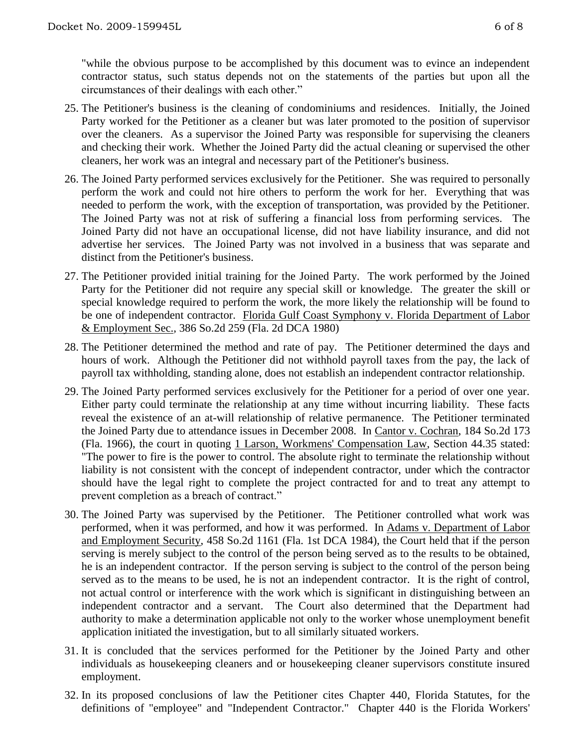"while the obvious purpose to be accomplished by this document was to evince an independent contractor status, such status depends not on the statements of the parties but upon all the circumstances of their dealings with each other."

25. The Petitioner's business is the cleaning of condominiums and residences. Initially, the Joined Party worked for the Petitioner as a cleaner but was later promoted to the position of supervisor over the cleaners. As a supervisor the Joined Party was responsible for supervising the cleaners and checking their work. Whether the Joined Party did the actual cleaning or supervised the other cleaners, her work was an integral and necessary part of the Petitioner's business.

26. The Joined Party performed services exclusively for the Petitioner. She was required to personally perform the work and could not hire others to perform the work for her. Everything that was needed to perform the work, with the exception of transportation, was provided by the Petitioner. The Joined Party was not at risk of suffering a financial loss from performing services. The Joined Party did not have an occupational license, did not have liability insurance, and did not advertise her services. The Joined Party was not involved in a business that was separate and distinct from the Petitioner's business.

27. The Petitioner provided initial training for the Joined Party. The work performed by the Joined Party for the Petitioner did not require any special skill or knowledge. The greater the skill or special knowledge required to perform the work, the more likely the relationship will be found to be one of independent contractor. Florida Gulf Coast Symphony v. Florida Department of Labor & Employment Sec., 386 So.2d 259 (Fla. 2d DCA 1980)

28. The Petitioner determined the method and rate of pay. The Petitioner determined the days and hours of work. Although the Petitioner did not withhold payroll taxes from the pay, the lack of payroll tax withholding, standing alone, does not establish an independent contractor relationship.

29. The Joined Party performed services exclusively for the Petitioner for a period of over one year. Either party could terminate the relationship at any time without incurring liability. These facts reveal the existence of an at-will relationship of relative permanence. The Petitioner terminated the Joined Party due to attendance issues in December 2008. In Cantor v. Cochran, 184 So.2d 173 (Fla. 1966), the court in quoting 1 Larson, Workmens' Compensation Law, Section 44.35 stated: "The power to fire is the power to control. The absolute right to terminate the relationship without liability is not consistent with the concept of independent contractor, under which the contractor should have the legal right to complete the project contracted for and to treat any attempt to prevent completion as a breach of contract."

30. The Joined Party was supervised by the Petitioner. The Petitioner controlled what work was performed, when it was performed, and how it was performed. In Adams v. Department of Labor and Employment Security, 458 So.2d 1161 (Fla. 1st DCA 1984), the Court held that if the person serving is merely subject to the control of the person being served as to the results to be obtained, he is an independent contractor. If the person serving is subject to the control of the person being served as to the means to be used, he is not an independent contractor. It is the right of control, not actual control or interference with the work which is significant in distinguishing between an independent contractor and a servant. The Court also determined that the Department had authority to make a determination applicable not only to the worker whose unemployment benefit application initiated the investigation, but to all similarly situated workers.

31. It is concluded that the services performed for the Petitioner by the Joined Party and other individuals as housekeeping cleaners and or housekeeping cleaner supervisors constitute insured employment.

32. In its proposed conclusions of law the Petitioner cites Chapter 440, Florida Statutes, for the definitions of "employee" and "Independent Contractor." Chapter 440 is the Florida Workers'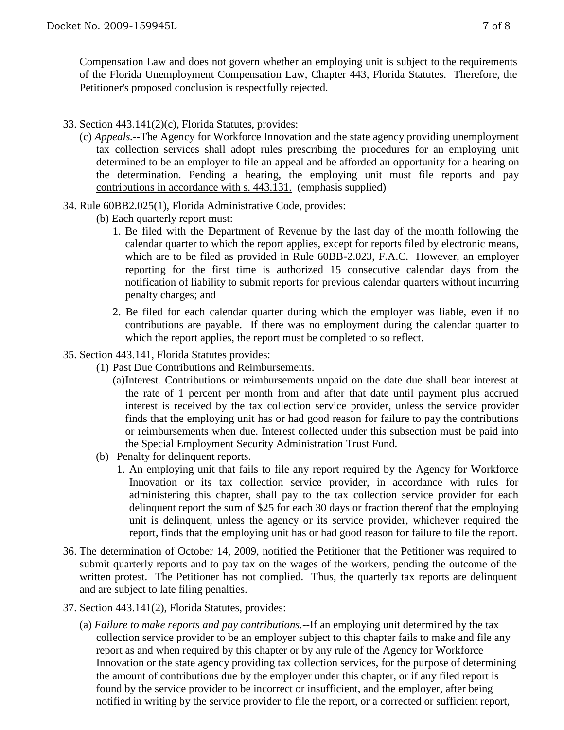Compensation Law and does not govern whether an employing unit is subject to the requirements of the Florida Unemployment Compensation Law, Chapter 443, Florida Statutes. Therefore, the Petitioner's proposed conclusion is respectfully rejected.

33. Section 443.141(2)(c), Florida Statutes, provides:
    (c) *Appeals.*--The Agency for Workforce Innovation and the state agency providing unemployment tax collection services shall adopt rules prescribing the procedures for an employing unit determined to be an employer to file an appeal and be afforded an opportunity for a hearing on the determination. <u>Pending a hearing, the employing unit must file reports and pay contributions in accordance with s. 443.131.</u> (emphasis supplied)

34. Rule 60BB2.025(1), Florida Administrative Code, provides:
    (b) Each quarterly report must:
       1. Be filed with the Department of Revenue by the last day of the month following the calendar quarter to which the report applies, except for reports filed by electronic means, which are to be filed as provided in Rule 60BB-2.023, F.A.C. However, an employer reporting for the first time is authorized 15 consecutive calendar days from the notification of liability to submit reports for previous calendar quarters without incurring penalty charges; and
       2. Be filed for each calendar quarter during which the employer was liable, even if no contributions are payable. If there was no employment during the calendar quarter to which the report applies, the report must be completed to so reflect.

35. Section 443.141, Florida Statutes provides:
    (1) Past Due Contributions and Reimbursements.
       (a) Interest. Contributions or reimbursements unpaid on the date due shall bear interest at the rate of 1 percent per month from and after that date until payment plus accrued interest is received by the tax collection service provider, unless the service provider finds that the employing unit has or had good reason for failure to pay the contributions or reimbursements when due. Interest collected under this subsection must be paid into the Special Employment Security Administration Trust Fund.
    (b) Penalty for delinquent reports.
       1. An employing unit that fails to file any report required by the Agency for Workforce Innovation or its tax collection service provider, in accordance with rules for administering this chapter, shall pay to the tax collection service provider for each delinquent report the sum of $25 for each 30 days or fraction thereof that the employing unit is delinquent, unless the agency or its service provider, whichever required the report, finds that the employing unit has or had good reason for failure to file the report.

36. The determination of October 14, 2009, notified the Petitioner that the Petitioner was required to submit quarterly reports and to pay tax on the wages of the workers, pending the outcome of the written protest. The Petitioner has not complied. Thus, the quarterly tax reports are delinquent and are subject to late filing penalties.

37. Section 443.141(2), Florida Statutes, provides:
    (a) *Failure to make reports and pay contributions.*--If an employing unit determined by the tax collection service provider to be an employer subject to this chapter fails to make and file any report as and when required by this chapter or by any rule of the Agency for Workforce Innovation or the state agency providing tax collection services, for the purpose of determining the amount of contributions due by the employer under this chapter, or if any filed report is found by the service provider to be incorrect or insufficient, and the employer, after being notified in writing by the service provider to file the report, or a corrected or sufficient report,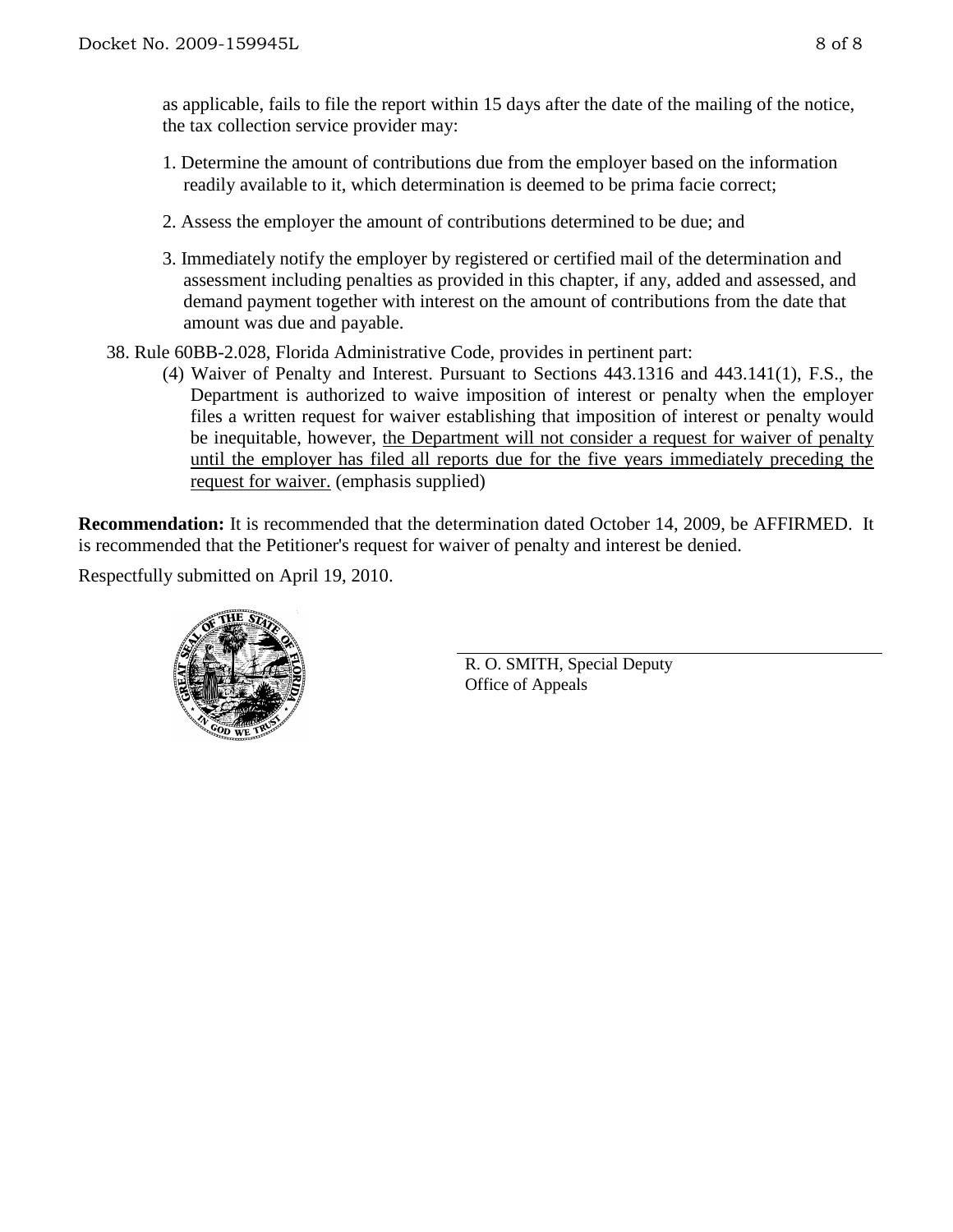as applicable, fails to file the report within 15 days after the date of the mailing of the notice, the tax collection service provider may:

1. Determine the amount of contributions due from the employer based on the information readily available to it, which determination is deemed to be prima facie correct;

2. Assess the employer the amount of contributions determined to be due; and

3. Immediately notify the employer by registered or certified mail of the determination and assessment including penalties as provided in this chapter, if any, added and assessed, and demand payment together with interest on the amount of contributions from the date that amount was due and payable.

38. Rule 60BB-2.028, Florida Administrative Code, provides in pertinent part:

(4) Waiver of Penalty and Interest. Pursuant to Sections 443.1316 and 443.141(1), F.S., the Department is authorized to waive imposition of interest or penalty when the employer files a written request for waiver establishing that imposition of interest or penalty would be inequitable, however, <u>the Department will not consider a request for waiver of penalty until the employer has filed all reports due for the five years immediately preceding the request for waiver.</u> (emphasis supplied)

**Recommendation:** It is recommended that the determination dated October 14, 2009, be AFFIRMED. It is recommended that the Petitioner's request for waiver of penalty and interest be denied.

Respectfully submitted on April 19, 2010.

R. O. SMITH, Special Deputy
Office of Appeals